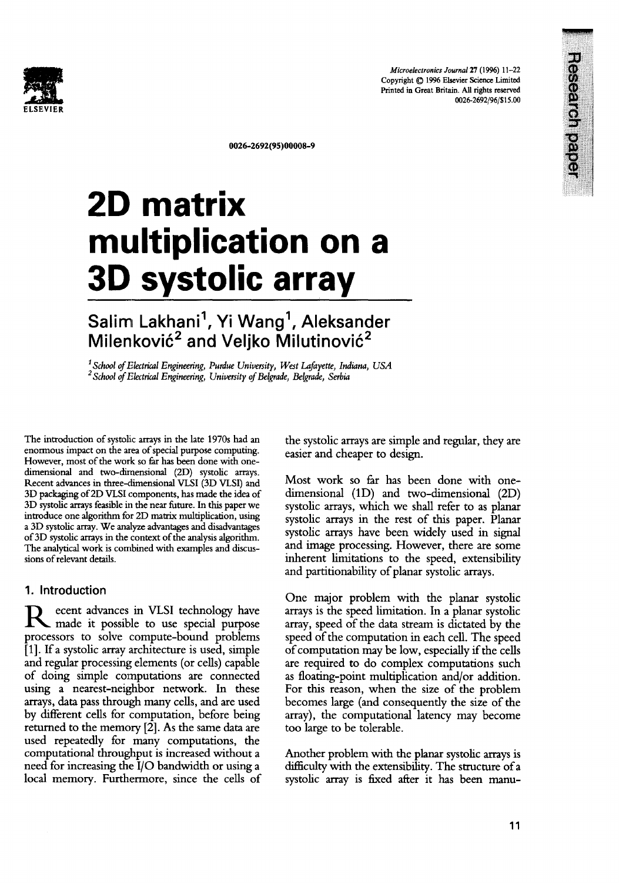0026-2692(95)00008-9

# 2D matrix multiplication on a 3D systolic array

## Salim Lakhani[1], Yi Wang[1], Aleksander Milenković[2] and Veljko Milutinović[2]

[1] *School of Electrical Engineering, Purdue University, West Lafayette, Indiana, USA*
[2] *School of Electrical Engineering, University of Belgrade, Belgrade, Serbia*

The introduction of systolic arrays in the late 1970s had an enormous impact on the area of special purpose computing. However, most of the work so far has been done with one-dimensional and two-dimensional (2D) systolic arrays. Recent advances in three-dimensional VLSI (3D VLSI) and 3D packaging of 2D VLSI components, has made the idea of 3D systolic arrays feasible in the near future. In this paper we introduce one algorithm for 2D matrix multiplication, using a 3D systolic array. We analyze advantages and disadvantages of 3D systolic arrays in the context of the analysis algorithm. The analytical work is combined with examples and discussions of relevant details.

### 1. Introduction

Recent advances in VLSI technology have made it possible to use special purpose processors to solve compute-bound problems [1]. If a systolic array architecture is used, simple and regular processing elements (or cells) capable of doing simple computations are connected using a nearest-neighbor network. In these arrays, data pass through many cells, and are used by different cells for computation, before being returned to the memory [2]. As the same data are used repeatedly for many computations, the computational throughput is increased without a need for increasing the I/O bandwidth or using a local memory. Furthermore, since the cells of the systolic arrays are simple and regular, they are easier and cheaper to design.

Most work so far has been done with one-dimensional (1D) and two-dimensional (2D) systolic arrays, which we shall refer to as planar systolic arrays in the rest of this paper. Planar systolic arrays have been widely used in signal and image processing. However, there are some inherent limitations to the speed, extensibility and partitionability of planar systolic arrays.

One major problem with the planar systolic arrays is the speed limitation. In a planar systolic array, speed of the data stream is dictated by the speed of the computation in each cell. The speed of computation may be low, especially if the cells are required to do complex computations such as floating-point multiplication and/or addition. For this reason, when the size of the problem becomes large (and consequently the size of the array), the computational latency may become too large to be tolerable.

Another problem with the planar systolic arrays is difficulty with the extensibility. The structure of a systolic array is fixed after it has been manu-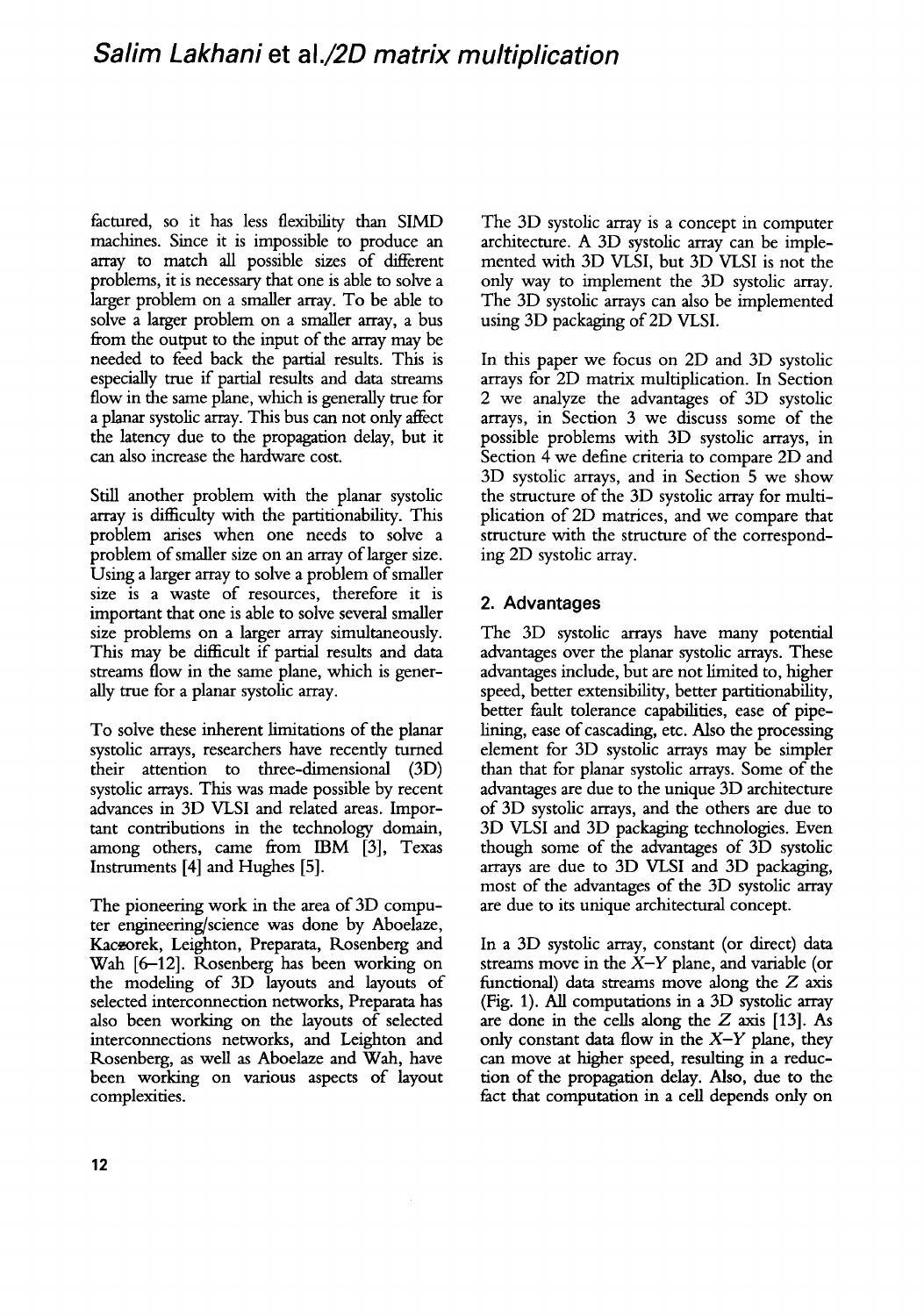factured, so it has less flexibility than SIMD machines. Since it is impossible to produce an array to match all possible sizes of different problems, it is necessary that one is able to solve a larger problem on a smaller array. To be able to solve a larger problem on a smaller array, a bus from the output to the input of the array may be needed to feed back the partial results. This is especially true if partial results and data streams flow in the same plane, which is generally true for a planar systolic array. This bus can not only affect the latency due to the propagation delay, but it can also increase the hardware cost.

Still another problem with the planar systolic array is difficulty with the partitionability. This problem arises when one needs to solve a problem of smaller size on an array of larger size. Using a larger array to solve a problem of smaller size is a waste of resources, therefore it is important that one is able to solve several smaller size problems on a larger array simultaneously. This may be difficult if partial results and data streams flow in the same plane, which is generally true for a planar systolic array.

To solve these inherent limitations of the planar systolic arrays, researchers have recently turned their attention to three-dimensional (3D) systolic arrays. This was made possible by recent advances in 3D VLSI and related areas. Important contributions in the technology domain, among others, came from IBM [3], Texas Instruments [4] and Hughes [5].

The pioneering work in the area of 3D computer engineering/science was done by Aboelaze, Kaczorek, Leighton, Preparata, Rosenberg and Wah [6–12]. Rosenberg has been working on the modeling of 3D layouts and layouts of selected interconnection networks, Preparata has also been working on the layouts of selected interconnections networks, and Leighton and Rosenberg, as well as Aboelaze and Wah, have been working on various aspects of layout complexities.

The 3D systolic array is a concept in computer architecture. A 3D systolic array can be implemented with 3D VLSI, but 3D VLSI is not the only way to implement the 3D systolic array. The 3D systolic arrays can also be implemented using 3D packaging of 2D VLSI.

In this paper we focus on 2D and 3D systolic arrays for 2D matrix multiplication. In Section 2 we analyze the advantages of 3D systolic arrays, in Section 3 we discuss some of the possible problems with 3D systolic arrays, in Section 4 we define criteria to compare 2D and 3D systolic arrays, and in Section 5 we show the structure of the 3D systolic array for multiplication of 2D matrices, and we compare that structure with the structure of the corresponding 2D systolic array.

## 2. Advantages

The 3D systolic arrays have many potential advantages over the planar systolic arrays. These advantages include, but are not limited to, higher speed, better extensibility, better partitionability, better fault tolerance capabilities, ease of pipelining, ease of cascading, etc. Also the processing element for 3D systolic arrays may be simpler than that for planar systolic arrays. Some of the advantages are due to the unique 3D architecture of 3D systolic arrays, and the others are due to 3D VLSI and 3D packaging technologies. Even though some of the advantages of 3D systolic arrays are due to 3D VLSI and 3D packaging, most of the advantages of the 3D systolic array are due to its unique architectural concept.

In a 3D systolic array, constant (or direct) data streams move in the $X$–$Y$ plane, and variable (or functional) data streams move along the $Z$ axis (Fig. 1). All computations in a 3D systolic array are done in the cells along the $Z$ axis [13]. As only constant data flow in the $X$–$Y$ plane, they can move at higher speed, resulting in a reduction of the propagation delay. Also, due to the fact that computation in a cell depends only on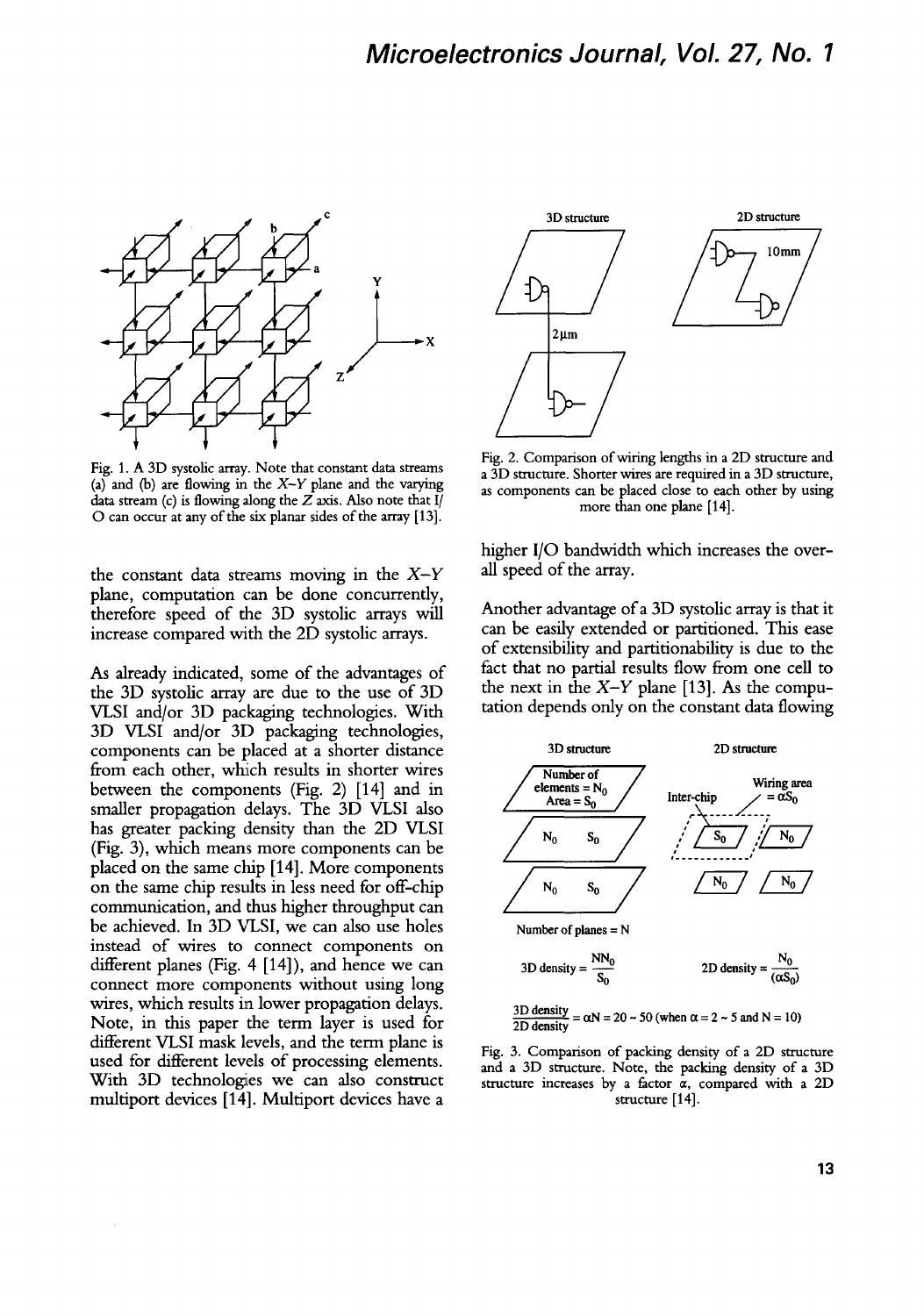Fig. 1. A 3D systolic array. Note that constant data streams (a) and (b) are flowing in the $X$–$Y$ plane and the varying data stream (c) is flowing along the $Z$ axis. Also note that I/O can occur at any of the six planar sides of the array [13].

the constant data streams moving in the $X$–$Y$ plane, computation can be done concurrently, therefore speed of the 3D systolic arrays will increase compared with the 2D systolic arrays.

As already indicated, some of the advantages of the 3D systolic array are due to the use of 3D VLSI and/or 3D packaging technologies. With 3D VLSI and/or 3D packaging technologies, components can be placed at a shorter distance from each other, which results in shorter wires between the components (Fig. 2) [14] and in smaller propagation delays. The 3D VLSI also has greater packing density than the 2D VLSI (Fig. 3), which means more components can be placed on the same chip [14]. More components on the same chip results in less need for off-chip communication, and thus higher throughput can be achieved. In 3D VLSI, we can also use holes instead of wires to connect components on different planes (Fig. 4 [14]), and hence we can connect more components without using long wires, which results in lower propagation delays. Note, in this paper the term layer is used for different VLSI mask levels, and the term plane is used for different levels of processing elements. With 3D technologies we can also construct multiport devices [14]. Multiport devices have a higher I/O bandwidth which increases the overall speed of the array.

Fig. 2. Comparison of wiring lengths in a 2D structure and a 3D structure. Shorter wires are required in a 3D structure, as components can be placed close to each other by using more than one plane [14].

Another advantage of a 3D systolic array is that it can be easily extended or partitioned. This ease of extensibility and partitionability is due to the fact that no partial results flow from one cell to the next in the $X$–$Y$ plane [13]. As the computation depends only on the constant data flowing

$$\text{3D density} = \frac{NN_0}{S_0} \qquad \text{2D density} = \frac{N_0}{(\alpha S_0)}$$

$$\frac{\text{3D density}}{\text{2D density}} = \alpha N = 20 \sim 50 \text{ (when } \alpha = 2 \sim 5 \text{ and } N = 10)$$

Fig. 3. Comparison of packing density of a 2D structure and a 3D structure. Note, the packing density of a 3D structure increases by a factor $\alpha$, compared with a 2D structure [14].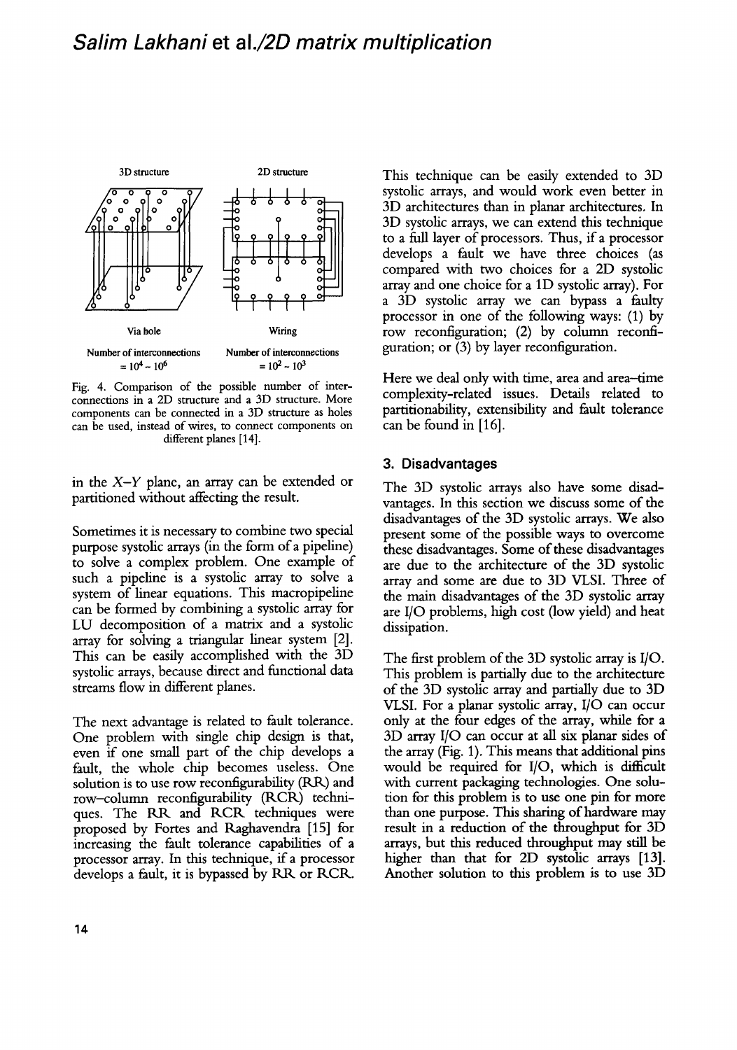3D structure

2D structure

Via hole

Wiring

Number of interconnections $= 10^4 \sim 10^6$

Number of interconnections $= 10^2 \sim 10^3$

Fig. 4. Comparison of the possible number of interconnections in a 2D structure and a 3D structure. More components can be connected in a 3D structure as holes can be used, instead of wires, to connect components on different planes [14].

in the $X$–$Y$ plane, an array can be extended or partitioned without affecting the result.

Sometimes it is necessary to combine two special purpose systolic arrays (in the form of a pipeline) to solve a complex problem. One example of such a pipeline is a systolic array to solve a system of linear equations. This macropipeline can be formed by combining a systolic array for LU decomposition of a matrix and a systolic array for solving a triangular linear system [2]. This can be easily accomplished with the 3D systolic arrays, because direct and functional data streams flow in different planes.

The next advantage is related to fault tolerance. One problem with single chip design is that, even if one small part of the chip develops a fault, the whole chip becomes useless. One solution is to use row reconfigurability (RR) and row–column reconfigurability (RCR) techniques. The RR and RCR techniques were proposed by Fortes and Raghavendra [15] for increasing the fault tolerance capabilities of a processor array. In this technique, if a processor develops a fault, it is bypassed by RR or RCR. This technique can be easily extended to 3D systolic arrays, and would work even better in 3D architectures than in planar architectures. In 3D systolic arrays, we can extend this technique to a full layer of processors. Thus, if a processor develops a fault we have three choices (as compared with two choices for a 2D systolic array and one choice for a 1D systolic array). For a 3D systolic array we can bypass a faulty processor in one of the following ways: (1) by row reconfiguration; (2) by column reconfiguration; or (3) by layer reconfiguration.

Here we deal only with time, area and area–time complexity-related issues. Details related to partitionability, extensibility and fault tolerance can be found in [16].

## 3. Disadvantages

The 3D systolic arrays also have some disadvantages. In this section we discuss some of the disadvantages of the 3D systolic arrays. We also present some of the possible ways to overcome these disadvantages. Some of these disadvantages are due to the architecture of the 3D systolic array and some are due to 3D VLSI. Three of the main disadvantages of the 3D systolic array are I/O problems, high cost (low yield) and heat dissipation.

The first problem of the 3D systolic array is I/O. This problem is partially due to the architecture of the 3D systolic array and partially due to 3D VLSI. For a planar systolic array, I/O can occur only at the four edges of the array, while for a 3D array I/O can occur at all six planar sides of the array (Fig. 1). This means that additional pins would be required for I/O, which is difficult with current packaging technologies. One solution for this problem is to use one pin for more than one purpose. This sharing of hardware may result in a reduction of the throughput for 3D arrays, but this reduced throughput may still be higher than that for 2D systolic arrays [13]. Another solution to this problem is to use 3D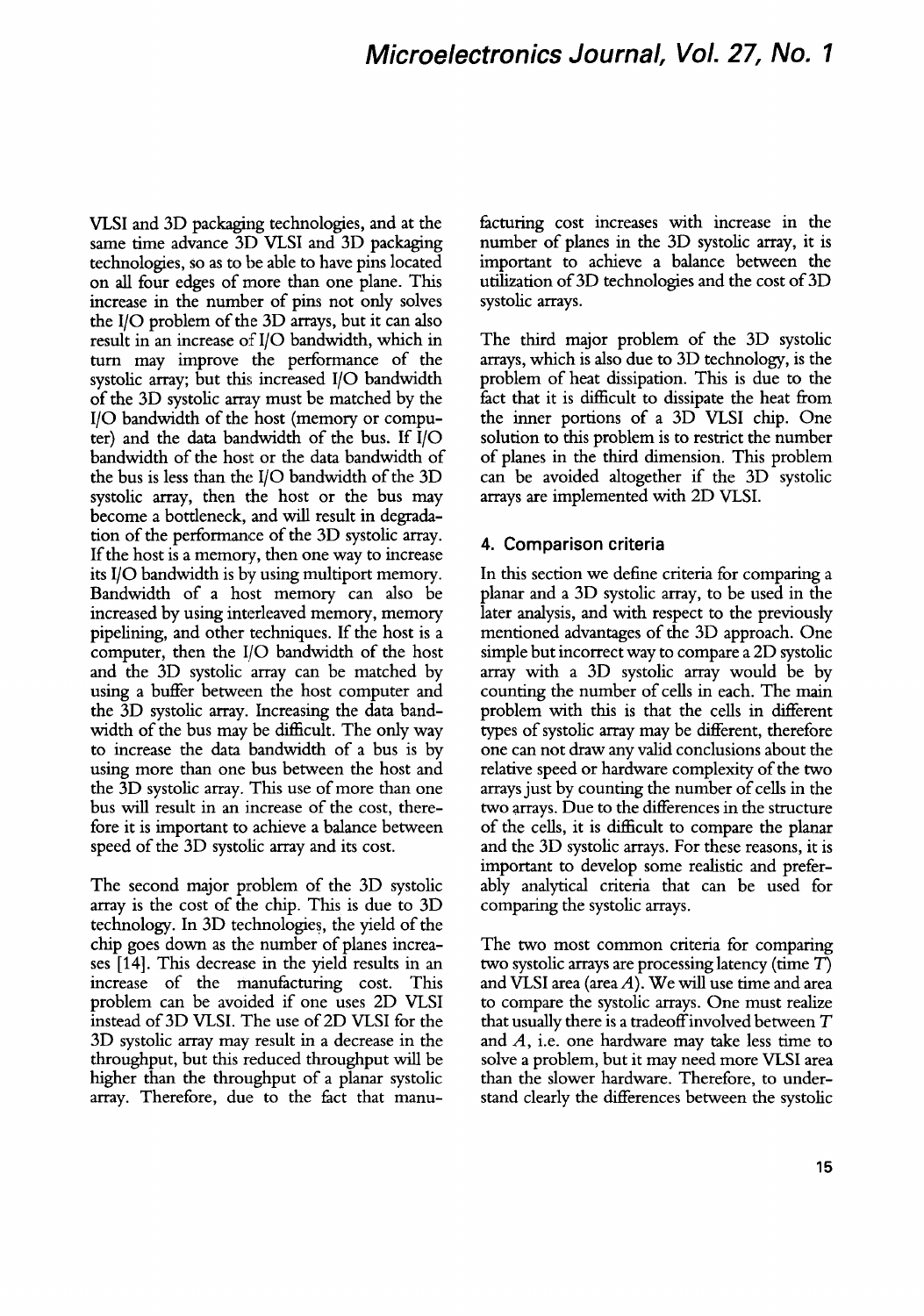VLSI and 3D packaging technologies, and at the same time advance 3D VLSI and 3D packaging technologies, so as to be able to have pins located on all four edges of more than one plane. This increase in the number of pins not only solves the I/O problem of the 3D arrays, but it can also result in an increase of I/O bandwidth, which in turn may improve the performance of the systolic array; but this increased I/O bandwidth of the 3D systolic array must be matched by the I/O bandwidth of the host (memory or computer) and the data bandwidth of the bus. If I/O bandwidth of the host or the data bandwidth of the bus is less than the I/O bandwidth of the 3D systolic array, then the host or the bus may become a bottleneck, and will result in degradation of the performance of the 3D systolic array. If the host is a memory, then one way to increase its I/O bandwidth is by using multiport memory. Bandwidth of a host memory can also be increased by using interleaved memory, memory pipelining, and other techniques. If the host is a computer, then the I/O bandwidth of the host and the 3D systolic array can be matched by using a buffer between the host computer and the 3D systolic array. Increasing the data bandwidth of the bus may be difficult. The only way to increase the data bandwidth of a bus is by using more than one bus between the host and the 3D systolic array. This use of more than one bus will result in an increase of the cost, therefore it is important to achieve a balance between speed of the 3D systolic array and its cost.

The second major problem of the 3D systolic array is the cost of the chip. This is due to 3D technology. In 3D technologies, the yield of the chip goes down as the number of planes increases [14]. This decrease in the yield results in an increase of the manufacturing cost. This problem can be avoided if one uses 2D VLSI instead of 3D VLSI. The use of 2D VLSI for the 3D systolic array may result in a decrease in the throughput, but this reduced throughput will be higher than the throughput of a planar systolic array. Therefore, due to the fact that manufacturing cost increases with increase in the number of planes in the 3D systolic array, it is important to achieve a balance between the utilization of 3D technologies and the cost of 3D systolic arrays.

The third major problem of the 3D systolic arrays, which is also due to 3D technology, is the problem of heat dissipation. This is due to the fact that it is difficult to dissipate the heat from the inner portions of a 3D VLSI chip. One solution to this problem is to restrict the number of planes in the third dimension. This problem can be avoided altogether if the 3D systolic arrays are implemented with 2D VLSI.

## 4. Comparison criteria

In this section we define criteria for comparing a planar and a 3D systolic array, to be used in the later analysis, and with respect to the previously mentioned advantages of the 3D approach. One simple but incorrect way to compare a 2D systolic array with a 3D systolic array would be by counting the number of cells in each. The main problem with this is that the cells in different types of systolic array may be different, therefore one can not draw any valid conclusions about the relative speed or hardware complexity of the two arrays just by counting the number of cells in the two arrays. Due to the differences in the structure of the cells, it is difficult to compare the planar and the 3D systolic arrays. For these reasons, it is important to develop some realistic and preferably analytical criteria that can be used for comparing the systolic arrays.

The two most common criteria for comparing two systolic arrays are processing latency (time $T$) and VLSI area (area $A$). We will use time and area to compare the systolic arrays. One must realize that usually there is a tradeoff involved between $T$ and $A$, i.e. one hardware may take less time to solve a problem, but it may need more VLSI area than the slower hardware. Therefore, to understand clearly the differences between the systolic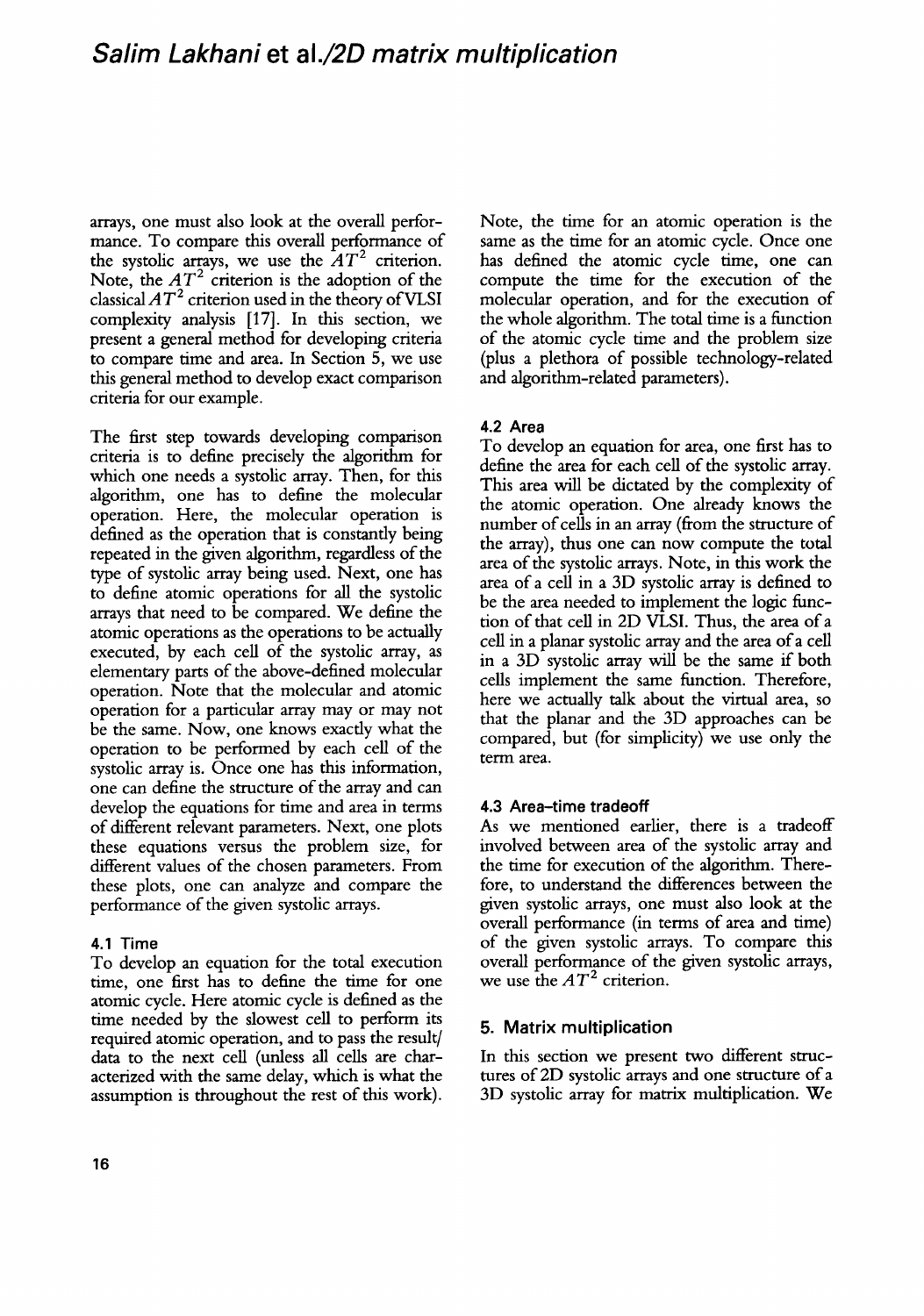arrays, one must also look at the overall performance. To compare this overall performance of the systolic arrays, we use the $AT^2$ criterion. Note, the $AT^2$ criterion is the adoption of the classical $AT^2$ criterion used in the theory of VLSI complexity analysis [17]. In this section, we present a general method for developing criteria to compare time and area. In Section 5, we use this general method to develop exact comparison criteria for our example.

The first step towards developing comparison criteria is to define precisely the algorithm for which one needs a systolic array. Then, for this algorithm, one has to define the molecular operation. Here, the molecular operation is defined as the operation that is constantly being repeated in the given algorithm, regardless of the type of systolic array being used. Next, one has to define atomic operations for all the systolic arrays that need to be compared. We define the atomic operations as the operations to be actually executed, by each cell of the systolic array, as elementary parts of the above-defined molecular operation. Note that the molecular and atomic operation for a particular array may or may not be the same. Now, one knows exactly what the operation to be performed by each cell of the systolic array is. Once one has this information, one can define the structure of the array and can develop the equations for time and area in terms of different relevant parameters. Next, one plots these equations versus the problem size, for different values of the chosen parameters. From these plots, one can analyze and compare the performance of the given systolic arrays.

### 4.1 Time

To develop an equation for the total execution time, one first has to define the time for one atomic cycle. Here atomic cycle is defined as the time needed by the slowest cell to perform its required atomic operation, and to pass the result/data to the next cell (unless all cells are characterized with the same delay, which is what the assumption is throughout the rest of this work). Note, the time for an atomic operation is the same as the time for an atomic cycle. Once one has defined the atomic cycle time, one can compute the time for the execution of the molecular operation, and for the execution of the whole algorithm. The total time is a function of the atomic cycle time and the problem size (plus a plethora of possible technology-related and algorithm-related parameters).

### 4.2 Area

To develop an equation for area, one first has to define the area for each cell of the systolic array. This area will be dictated by the complexity of the atomic operation. One already knows the number of cells in an array (from the structure of the array), thus one can now compute the total area of the systolic arrays. Note, in this work the area of a cell in a 3D systolic array is defined to be the area needed to implement the logic function of that cell in 2D VLSI. Thus, the area of a cell in a planar systolic array and the area of a cell in a 3D systolic array will be the same if both cells implement the same function. Therefore, here we actually talk about the virtual area, so that the planar and the 3D approaches can be compared, but (for simplicity) we use only the term area.

### 4.3 Area–time tradeoff

As we mentioned earlier, there is a tradeoff involved between area of the systolic array and the time for execution of the algorithm. Therefore, to understand the differences between the given systolic arrays, one must also look at the overall performance (in terms of area and time) of the given systolic arrays. To compare this overall performance of the given systolic arrays, we use the $AT^2$ criterion.

## 5. Matrix multiplication

In this section we present two different structures of 2D systolic arrays and one structure of a 3D systolic array for matrix multiplication. We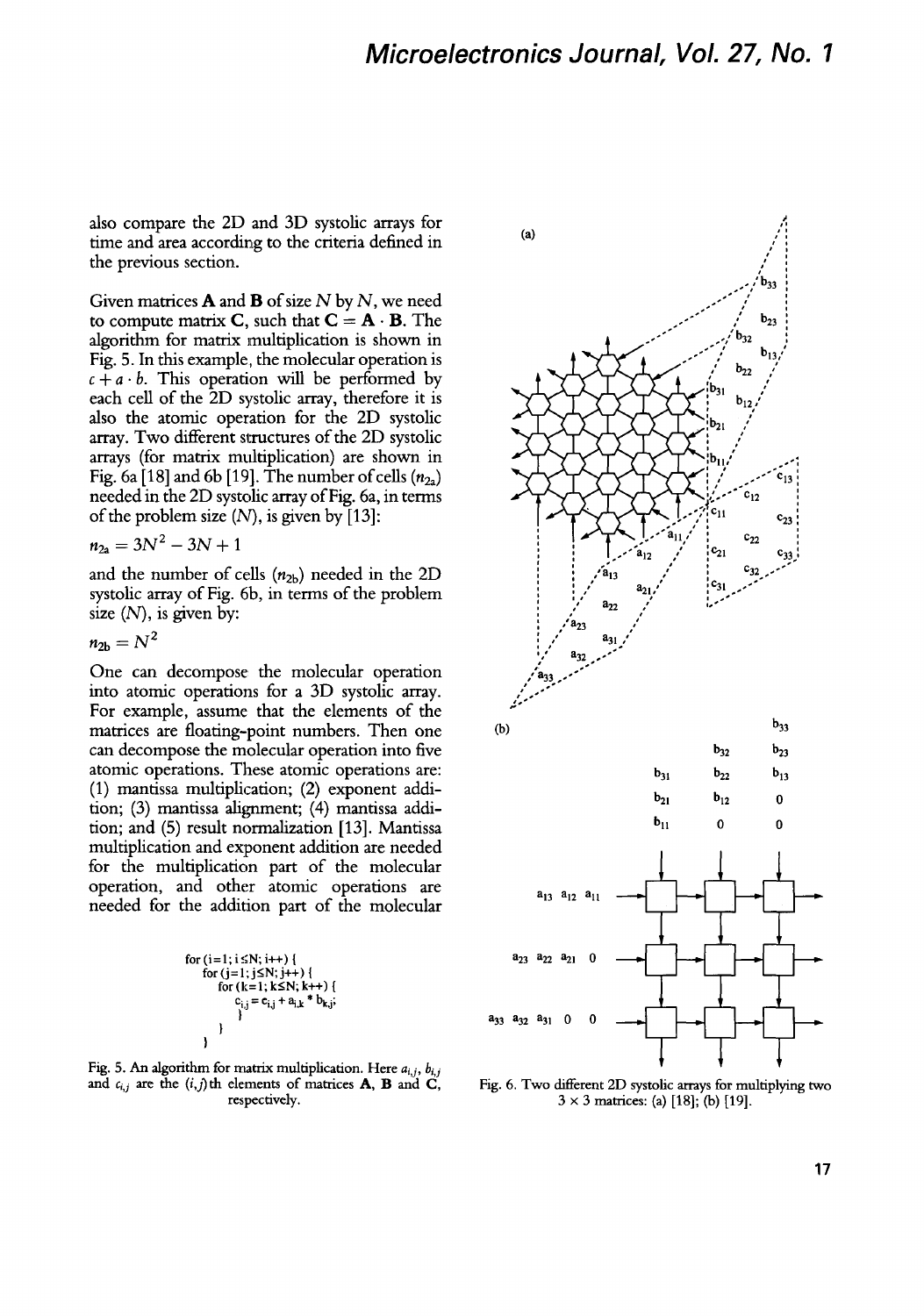also compare the 2D and 3D systolic arrays for time and area according to the criteria defined in the previous section.

Given matrices **A** and **B** of size $N$ by $N$, we need to compute matrix **C**, such that $\mathbf{C} = \mathbf{A} \cdot \mathbf{B}$. The algorithm for matrix multiplication is shown in Fig. 5. In this example, the molecular operation is $c + a \cdot b$. This operation will be performed by each cell of the 2D systolic array, therefore it is also the atomic operation for the 2D systolic array. Two different structures of the 2D systolic arrays (for matrix multiplication) are shown in Fig. 6a [18] and 6b [19]. The number of cells ($n_{2a}$) needed in the 2D systolic array of Fig. 6a, in terms of the problem size ($N$), is given by [13]:

$$n_{2a} = 3N^2 - 3N + 1$$

and the number of cells ($n_{2b}$) needed in the 2D systolic array of Fig. 6b, in terms of the problem size ($N$), is given by:

$$n_{2b} = N^2$$

One can decompose the molecular operation into atomic operations for a 3D systolic array. For example, assume that the elements of the matrices are floating-point numbers. Then one can decompose the molecular operation into five atomic operations. These atomic operations are: (1) mantissa multiplication; (2) exponent addition; (3) mantissa alignment; (4) mantissa addition; and (5) result normalization [13]. Mantissa multiplication and exponent addition are needed for the multiplication part of the molecular operation, and other atomic operations are needed for the addition part of the molecular

```
for (i=1; i≤N; i++) {
    for (j=1; j≤N; j++) {
        for (k=1; k≤N; k++) {
            c_i,j = c_i,j + a_i,k * b_k,j;
        }
    }
}
```

Fig. 5. An algorithm for matrix multiplication. Here $a_{i,j}$, $b_{i,j}$ and $c_{i,j}$ are the $(i,j)$th elements of matrices **A**, **B** and **C**, respectively.

Fig. 6. Two different 2D systolic arrays for multiplying two $3 \times 3$ matrices: (a) [18]; (b) [19].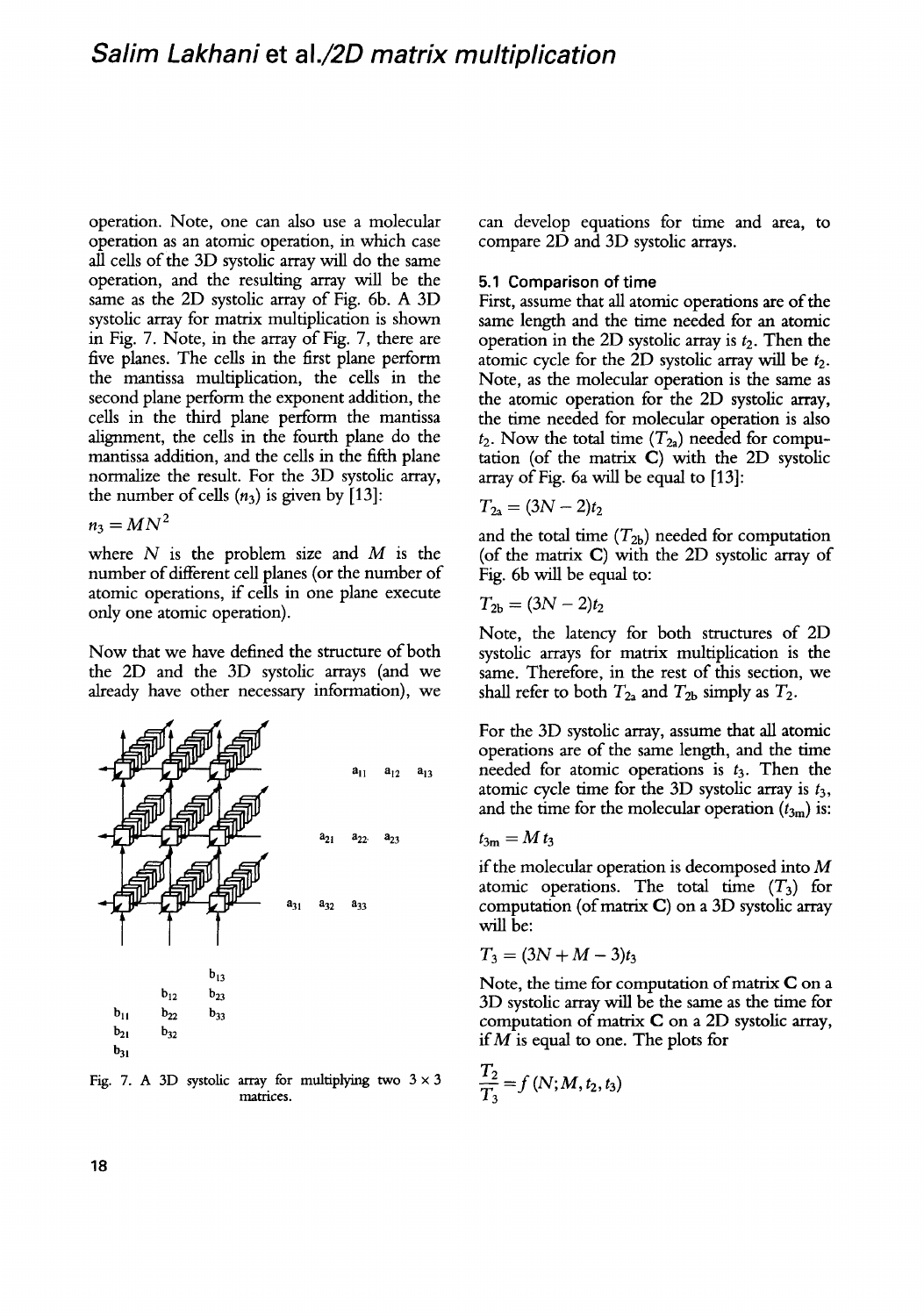operation. Note, one can also use a molecular operation as an atomic operation, in which case all cells of the 3D systolic array will do the same operation, and the resulting array will be the same as the 2D systolic array of Fig. 6b. A 3D systolic array for matrix multiplication is shown in Fig. 7. Note, in the array of Fig. 7, there are five planes. The cells in the first plane perform the mantissa multiplication, the cells in the second plane perform the exponent addition, the cells in the third plane perform the mantissa alignment, the cells in the fourth plane do the mantissa addition, and the cells in the fifth plane normalize the result. For the 3D systolic array, the number of cells ($n_3$) is given by [13]:

$$n_3 = MN^2$$

where $N$ is the problem size and $M$ is the number of different cell planes (or the number of atomic operations, if cells in one plane execute only one atomic operation).

Now that we have defined the structure of both the 2D and the 3D systolic arrays (and we already have other necessary information), we can develop equations for time and area, to compare 2D and 3D systolic arrays.

Fig. 7. A 3D systolic array for multiplying two 3 × 3 matrices.

### 5.1 Comparison of time

First, assume that all atomic operations are of the same length and the time needed for an atomic operation in the 2D systolic array is $t_2$. Then the atomic cycle for the 2D systolic array will be $t_2$. Note, as the molecular operation is the same as the atomic operation for the 2D systolic array, the time needed for molecular operation is also $t_2$. Now the total time ($T_{2a}$) needed for computation (of the matrix **C**) with the 2D systolic array of Fig. 6a will be equal to [13]:

$$T_{2a} = (3N - 2)t_2$$

and the total time ($T_{2b}$) needed for computation (of the matrix **C**) with the 2D systolic array of Fig. 6b will be equal to:

$$T_{2b} = (3N - 2)t_2$$

Note, the latency for both structures of 2D systolic arrays for matrix multiplication is the same. Therefore, in the rest of this section, we shall refer to both $T_{2a}$ and $T_{2b}$ simply as $T_2$.

For the 3D systolic array, assume that all atomic operations are of the same length, and the time needed for atomic operations is $t_3$. Then the atomic cycle time for the 3D systolic array is $t_3$, and the time for the molecular operation ($t_{3m}$) is:

$$t_{3m} = M t_3$$

if the molecular operation is decomposed into $M$ atomic operations. The total time ($T_3$) for computation (of matrix **C**) on a 3D systolic array will be:

$$T_3 = (3N + M - 3)t_3$$

Note, the time for computation of matrix **C** on a 3D systolic array will be the same as the time for computation of matrix **C** on a 2D systolic array, if $M$ is equal to one. The plots for

$$\frac{T_2}{T_3} = f(N; M, t_2, t_3)$$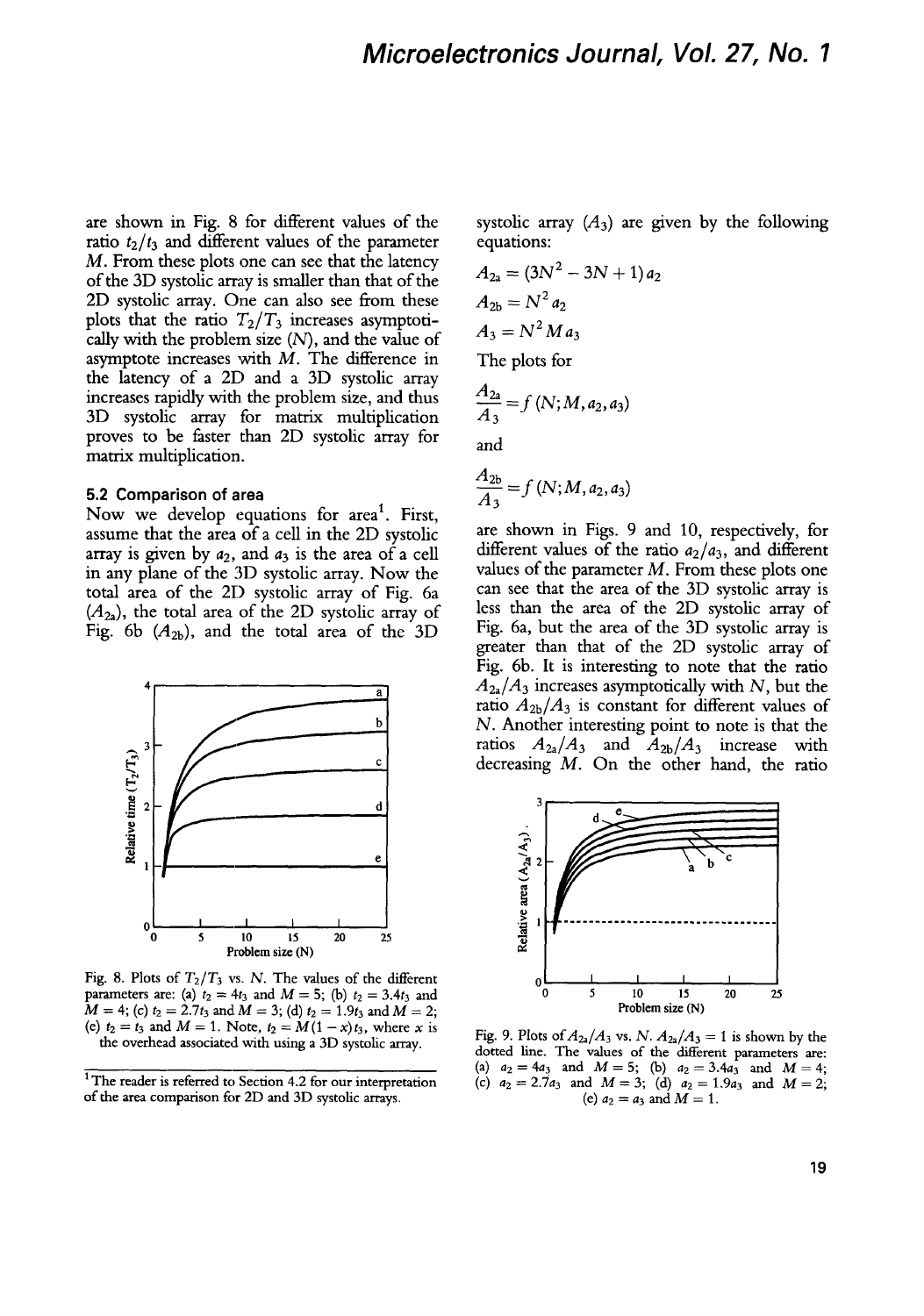are shown in Fig. 8 for different values of the ratio $t_2/t_3$ and different values of the parameter $M$. From these plots one can see that the latency of the 3D systolic array is smaller than that of the 2D systolic array. One can also see from these plots that the ratio $T_2/T_3$ increases asymptotically with the problem size ($N$), and the value of asymptote increases with $M$. The difference in the latency of a 2D and a 3D systolic array increases rapidly with the problem size, and thus 3D systolic array for matrix multiplication proves to be faster than 2D systolic array for matrix multiplication.

### 5.2 Comparison of area

Now we develop equations for area[1]. First, assume that the area of a cell in the 2D systolic array is given by $a_2$, and $a_3$ is the area of a cell in any plane of the 3D systolic array. Now the total area of the 2D systolic array of Fig. 6a ($A_{2a}$), the total area of the 2D systolic array of Fig. 6b ($A_{2b}$), and the total area of the 3D systolic array ($A_3$) are given by the following equations:

$$A_{2a} = (3N^2 - 3N + 1)\,a_2$$

$$A_{2b} = N^2 a_2$$

$$A_3 = N^2 M a_3$$

The plots for

$$\frac{A_{2a}}{A_3} = f\,(N; M, a_2, a_3)$$

and

$$\frac{A_{2b}}{A_3} = f\,(N; M, a_2, a_3)$$

are shown in Figs. 9 and 10, respectively, for different values of the ratio $a_2/a_3$, and different values of the parameter $M$. From these plots one can see that the area of the 3D systolic array is less than the area of the 2D systolic array of Fig. 6a, but the area of the 3D systolic array is greater than that of the 2D systolic array of Fig. 6b. It is interesting to note that the ratio $A_{2a}/A_3$ increases asymptotically with $N$, but the ratio $A_{2b}/A_3$ is constant for different values of $N$. Another interesting point to note is that the ratios $A_{2a}/A_3$ and $A_{2b}/A_3$ increase with decreasing $M$. On the other hand, the ratio

Fig. 8. Plots of $T_2/T_3$ vs. $N$. The values of the different parameters are: (a) $t_2 = 4t_3$ and $M = 5$; (b) $t_2 = 3.4t_3$ and $M = 4$; (c) $t_2 = 2.7t_3$ and $M = 3$; (d) $t_2 = 1.9t_3$ and $M = 2$; (e) $t_2 = t_3$ and $M = 1$. Note, $t_2 = M(1 - x)t_3$, where $x$ is the overhead associated with using a 3D systolic array.

Fig. 9. Plots of $A_{2a}/A_3$ vs. $N$. $A_{2a}/A_3 = 1$ is shown by the dotted line. The values of the different parameters are: (a) $a_2 = 4a_3$ and $M = 5$; (b) $a_2 = 3.4a_3$ and $M = 4$; (c) $a_2 = 2.7a_3$ and $M = 3$; (d) $a_2 = 1.9a_3$ and $M = 2$; (e) $a_2 = a_3$ and $M = 1$.

[1] The reader is referred to Section 4.2 for our interpretation of the area comparison for 2D and 3D systolic arrays.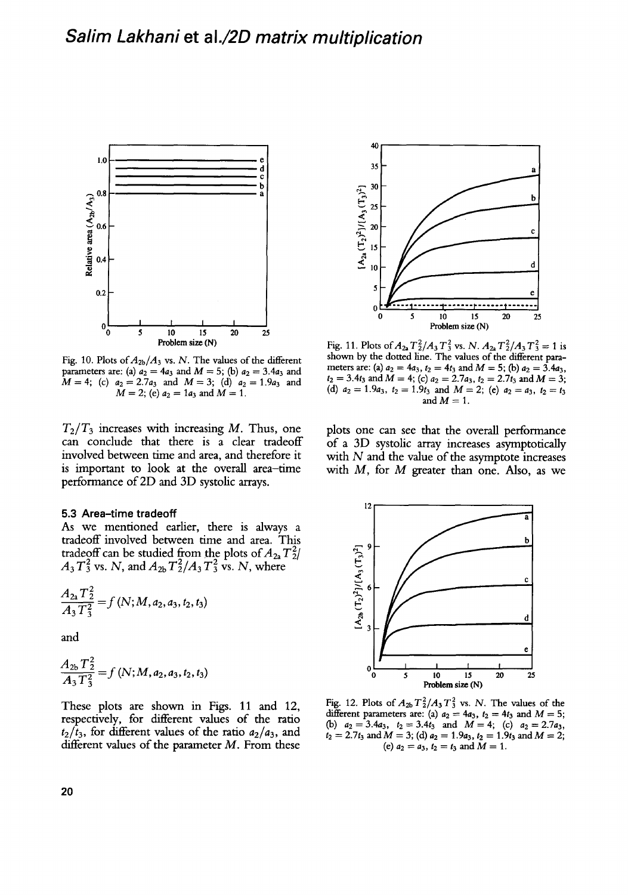Fig. 10. Plots of $A_{2b}/A_3$ vs. $N$. The values of the different parameters are: (a) $a_2 = 4a_3$ and $M = 5$; (b) $a_2 = 3.4a_3$ and $M = 4$; (c) $a_2 = 2.7a_3$ and $M = 3$; (d) $a_2 = 1.9a_3$ and $M = 2$; (e) $a_2 = 1a_3$ and $M = 1$.

$T_2/T_3$ increases with increasing $M$. Thus, one can conclude that there is a clear tradeoff involved between time and area, and therefore it is important to look at the overall area–time performance of 2D and 3D systolic arrays.

### 5.3 Area–time tradeoff

As we mentioned earlier, there is always a tradeoff involved between time and area. This tradeoff can be studied from the plots of $A_{2a}T_2^2/A_3T_3^2$ vs. $N$, and $A_{2b}T_2^2/A_3T_3^2$ vs. $N$, where

$$\frac{A_{2a}T_2^2}{A_3T_3^2} = f\,(N; M, a_2, a_3, t_2, t_3)$$

and

$$\frac{A_{2b}T_2^2}{A_3T_3^2} = f\,(N; M, a_2, a_3, t_2, t_3)$$

These plots are shown in Figs. 11 and 12, respectively, for different values of the ratio $t_2/t_3$, for different values of the ratio $a_2/a_3$, and different values of the parameter $M$. From these plots one can see that the overall performance of a 3D systolic array increases asymptotically with $N$ and the value of the asymptote increases with $M$, for $M$ greater than one. Also, as we

Fig. 11. Plots of $A_{2a}T_2^2/A_3T_3^2$ vs. $N$. $A_{2a}T_2^2/A_3T_3^2 = 1$ is shown by the dotted line. The values of the different parameters are: (a) $a_2 = 4a_3$, $t_2 = 4t_3$ and $M = 5$; (b) $a_2 = 3.4a_3$, $t_2 = 3.4t_3$ and $M = 4$; (c) $a_2 = 2.7a_3$, $t_2 = 2.7t_3$ and $M = 3$; (d) $a_2 = 1.9a_3$, $t_2 = 1.9t_3$ and $M = 2$; (e) $a_2 = a_3$, $t_2 = t_3$ and $M = 1$.

Fig. 12. Plots of $A_{2b}T_2^2/A_3T_3^2$ vs. $N$. The values of the different parameters are: (a) $a_2 = 4a_3$, $t_2 = 4t_3$ and $M = 5$; (b) $a_2 = 3.4a_3$, $t_2 = 3.4t_3$ and $M = 4$; (c) $a_2 = 2.7a_3$, $t_2 = 2.7t_3$ and $M = 3$; (d) $a_2 = 1.9a_3$, $t_2 = 1.9t_3$ and $M = 2$; (e) $a_2 = a_3$, $t_2 = t_3$ and $M = 1$.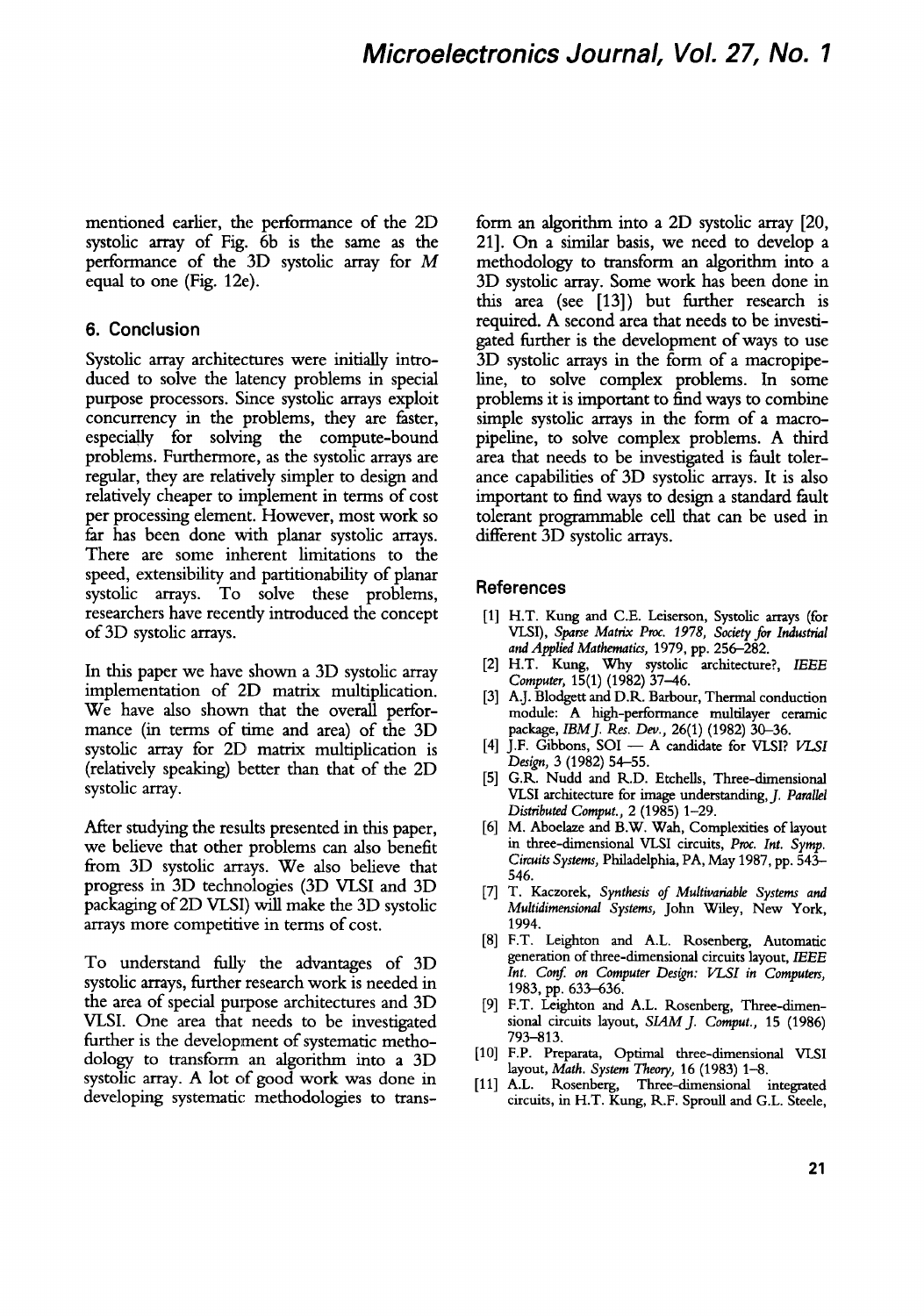mentioned earlier, the performance of the 2D systolic array of Fig. 6b is the same as the performance of the 3D systolic array for $M$ equal to one (Fig. 12e).

## 6. Conclusion

Systolic array architectures were initially introduced to solve the latency problems in special purpose processors. Since systolic arrays exploit concurrency in the problems, they are faster, especially for solving the compute-bound problems. Furthermore, as the systolic arrays are regular, they are relatively simpler to design and relatively cheaper to implement in terms of cost per processing element. However, most work so far has been done with planar systolic arrays. There are some inherent limitations to the speed, extensibility and partitionability of planar systolic arrays. To solve these problems, researchers have recently introduced the concept of 3D systolic arrays.

In this paper we have shown a 3D systolic array implementation of 2D matrix multiplication. We have also shown that the overall performance (in terms of time and area) of the 3D systolic array for 2D matrix multiplication is (relatively speaking) better than that of the 2D systolic array.

After studying the results presented in this paper, we believe that other problems can also benefit from 3D systolic arrays. We also believe that progress in 3D technologies (3D VLSI and 3D packaging of 2D VLSI) will make the 3D systolic arrays more competitive in terms of cost.

To understand fully the advantages of 3D systolic arrays, further research work is needed in the area of special purpose architectures and 3D VLSI. One area that needs to be investigated further is the development of systematic methodology to transform an algorithm into a 3D systolic array. A lot of good work was done in developing systematic methodologies to transform an algorithm into a 2D systolic array [20, 21]. On a similar basis, we need to develop a methodology to transform an algorithm into a 3D systolic array. Some work has been done in this area (see [13]) but further research is required. A second area that needs to be investigated further is the development of ways to use 3D systolic arrays in the form of a macropipeline, to solve complex problems. In some problems it is important to find ways to combine simple systolic arrays in the form of a macropipeline, to solve complex problems. A third area that needs to be investigated is fault tolerance capabilities of 3D systolic arrays. It is also important to find ways to design a standard fault tolerant programmable cell that can be used in different 3D systolic arrays.

### References

[1] H.T. Kung and C.E. Leiserson, Systolic arrays (for VLSI), *Sparse Matrix Proc. 1978, Society for Industrial and Applied Mathematics*, 1979, pp. 256–282.

[2] H.T. Kung, Why systolic architecture?, *IEEE Computer*, 15(1) (1982) 37–46.

[3] A.J. Blodgett and D.R. Barbour, Thermal conduction module: A high-performance multilayer ceramic package, *IBM J. Res. Dev.*, 26(1) (1982) 30–36.

[4] J.F. Gibbons, SOI — A candidate for VLSI? *VLSI Design*, 3 (1982) 54–55.

[5] G.R. Nudd and R.D. Etchells, Three-dimensional VLSI architecture for image understanding, *J. Parallel Distributed Comput.*, 2 (1985) 1–29.

[6] M. Aboelaze and B.W. Wah, Complexities of layout in three-dimensional VLSI circuits, *Proc. Int. Symp. Circuits Systems*, Philadelphia, PA, May 1987, pp. 543–546.

[7] T. Kaczorek, *Synthesis of Multivariable Systems and Multidimensional Systems*, John Wiley, New York, 1994.

[8] F.T. Leighton and A.L. Rosenberg, Automatic generation of three-dimensional circuits layout, *IEEE Int. Conf. on Computer Design: VLSI in Computers*, 1983, pp. 633–636.

[9] F.T. Leighton and A.L. Rosenberg, Three-dimensional circuits layout, *SIAM J. Comput.*, 15 (1986) 793–813.

[10] F.P. Preparata, Optimal three-dimensional VLSI layout, *Math. System Theory*, 16 (1983) 1–8.

[11] A.L. Rosenberg, Three-dimensional integrated circuits, in H.T. Kung, R.F. Sproull and G.L. Steele,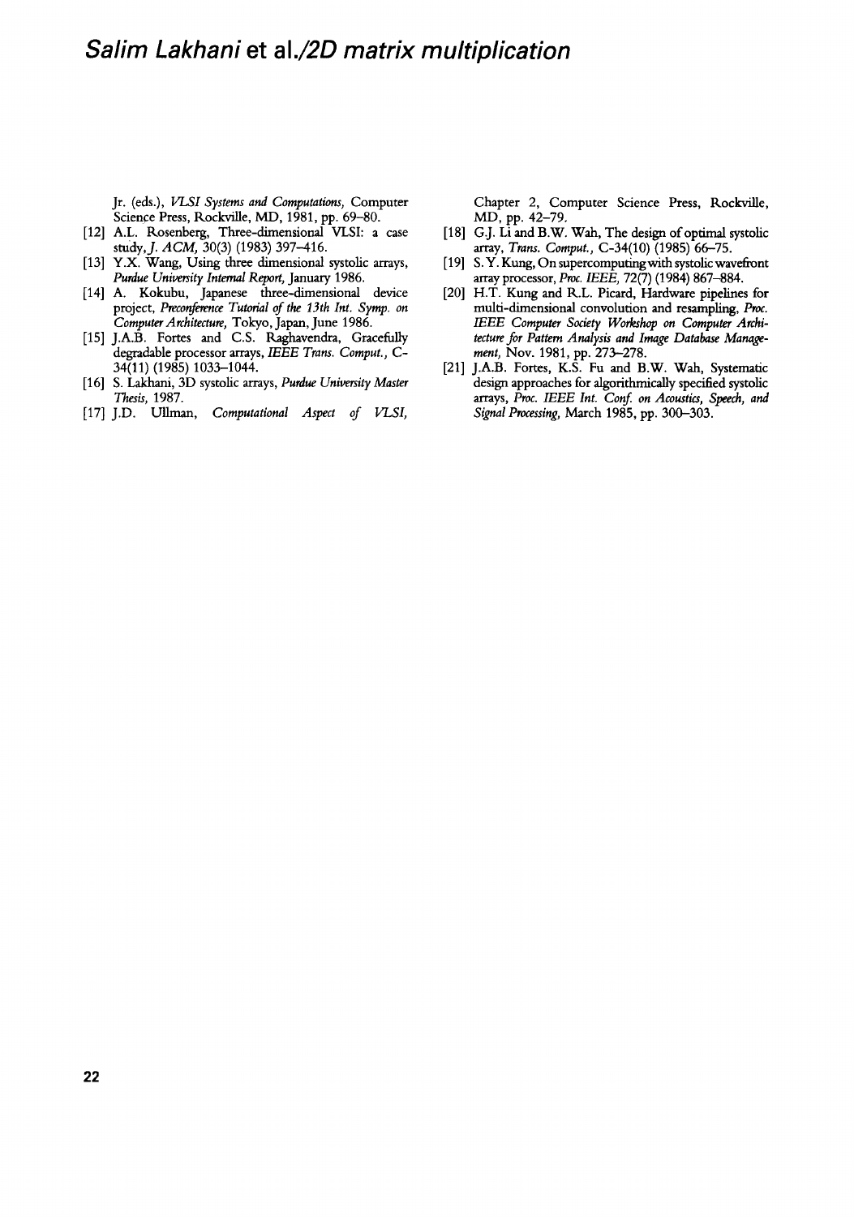Jr. (eds.), *VLSI Systems and Computations,* Computer Science Press, Rockville, MD, 1981, pp. 69–80.

[12] A.L. Rosenberg, Three-dimensional VLSI: a case study, *J. ACM,* 30(3) (1983) 397–416.

[13] Y.X. Wang, Using three dimensional systolic arrays, *Purdue University Internal Report,* January 1986.

[14] A. Kokubu, Japanese three-dimensional device project, *Preconference Tutorial of the 13th Int. Symp. on Computer Architecture,* Tokyo, Japan, June 1986.

[15] J.A.B. Fortes and C.S. Raghavendra, Gracefully degradable processor arrays, *IEEE Trans. Comput.,* C-34(11) (1985) 1033–1044.

[16] S. Lakhani, 3D systolic arrays, *Purdue University Master Thesis,* 1987.

[17] J.D. Ullman, *Computational Aspect of VLSI,* Chapter 2, Computer Science Press, Rockville, MD, pp. 42–79.

[18] G.J. Li and B.W. Wah, The design of optimal systolic array, *Trans. Comput.,* C-34(10) (1985) 66–75.

[19] S.Y. Kung, On supercomputing with systolic wavefront array processor, *Proc. IEEE,* 72(7) (1984) 867–884.

[20] H.T. Kung and R.L. Picard, Hardware pipelines for multi-dimensional convolution and resampling, *Proc. IEEE Computer Society Workshop on Computer Architecture for Pattern Analysis and Image Database Management,* Nov. 1981, pp. 273–278.

[21] J.A.B. Fortes, K.S. Fu and B.W. Wah, Systematic design approaches for algorithmically specified systolic arrays, *Proc. IEEE Int. Conf. on Acoustics, Speech, and Signal Processing,* March 1985, pp. 300–303.